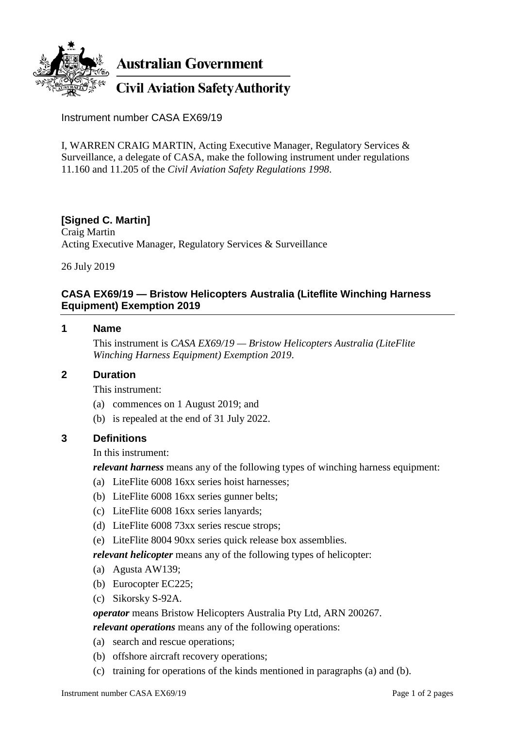**Australian Government**

**Civil Aviation Safety Authority**

Instrument number CASA EX69/19

I, WARREN CRAIG MARTIN, Acting Executive Manager, Regulatory Services & Surveillance, a delegate of CASA, make the following instrument under regulations 11.160 and 11.205 of the *Civil Aviation Safety Regulations 1998*.

**[Signed C. Martin]**
Craig Martin
Acting Executive Manager, Regulatory Services & Surveillance

26 July 2019

### CASA EX69/19 — Bristow Helicopters Australia (Liteflite Winching Harness Equipment) Exemption 2019

### 1 Name

This instrument is *CASA EX69/19 — Bristow Helicopters Australia (LiteFlite Winching Harness Equipment) Exemption 2019*.

### 2 Duration

This instrument:

(a) commences on 1 August 2019; and

(b) is repealed at the end of 31 July 2022.

### 3 Definitions

In this instrument:

***relevant harness*** means any of the following types of winching harness equipment:

(a) LiteFlite 6008 16xx series hoist harnesses;

(b) LiteFlite 6008 16xx series gunner belts;

(c) LiteFlite 6008 16xx series lanyards;

(d) LiteFlite 6008 73xx series rescue strops;

(e) LiteFlite 8004 90xx series quick release box assemblies.

***relevant helicopter*** means any of the following types of helicopter:

(a) Agusta AW139;

(b) Eurocopter EC225;

(c) Sikorsky S-92A.

***operator*** means Bristow Helicopters Australia Pty Ltd, ARN 200267.

***relevant operations*** means any of the following operations:

(a) search and rescue operations;

(b) offshore aircraft recovery operations;

(c) training for operations of the kinds mentioned in paragraphs (a) and (b).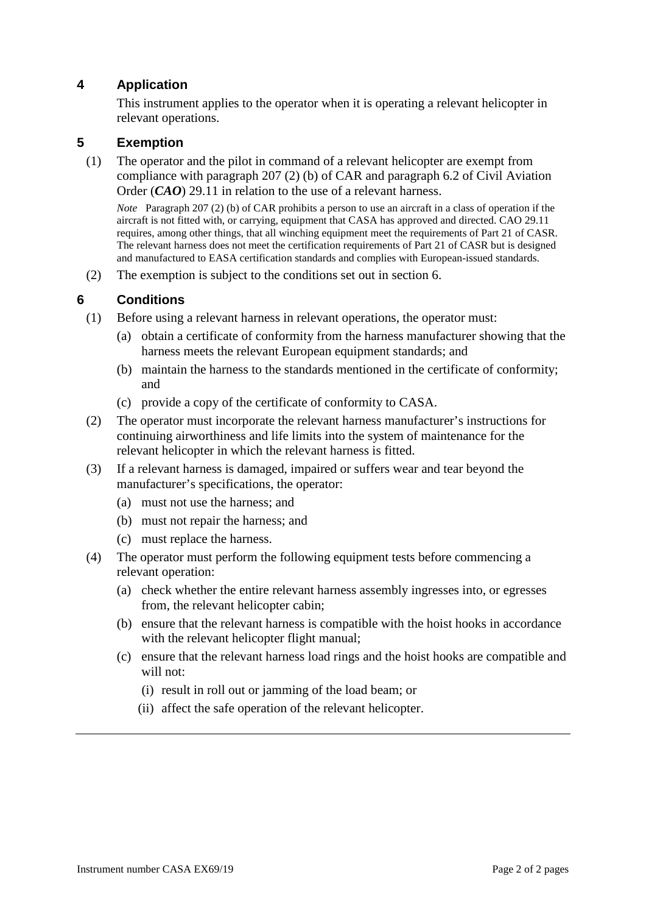## 4 Application

This instrument applies to the operator when it is operating a relevant helicopter in relevant operations.

## 5 Exemption

(1) The operator and the pilot in command of a relevant helicopter are exempt from compliance with paragraph 207 (2) (b) of CAR and paragraph 6.2 of Civil Aviation Order (***CAO***) 29.11 in relation to the use of a relevant harness.

*Note* Paragraph 207 (2) (b) of CAR prohibits a person to use an aircraft in a class of operation if the aircraft is not fitted with, or carrying, equipment that CASA has approved and directed. CAO 29.11 requires, among other things, that all winching equipment meet the requirements of Part 21 of CASR. The relevant harness does not meet the certification requirements of Part 21 of CASR but is designed and manufactured to EASA certification standards and complies with European-issued standards.

(2) The exemption is subject to the conditions set out in section 6.

## 6 Conditions

(1) Before using a relevant harness in relevant operations, the operator must:

- (a) obtain a certificate of conformity from the harness manufacturer showing that the harness meets the relevant European equipment standards; and
- (b) maintain the harness to the standards mentioned in the certificate of conformity; and
- (c) provide a copy of the certificate of conformity to CASA.

(2) The operator must incorporate the relevant harness manufacturer's instructions for continuing airworthiness and life limits into the system of maintenance for the relevant helicopter in which the relevant harness is fitted.

(3) If a relevant harness is damaged, impaired or suffers wear and tear beyond the manufacturer's specifications, the operator:

- (a) must not use the harness; and
- (b) must not repair the harness; and
- (c) must replace the harness.

(4) The operator must perform the following equipment tests before commencing a relevant operation:

- (a) check whether the entire relevant harness assembly ingresses into, or egresses from, the relevant helicopter cabin;
- (b) ensure that the relevant harness is compatible with the hoist hooks in accordance with the relevant helicopter flight manual;
- (c) ensure that the relevant harness load rings and the hoist hooks are compatible and will not:
  - (i) result in roll out or jamming of the load beam; or
  - (ii) affect the safe operation of the relevant helicopter.